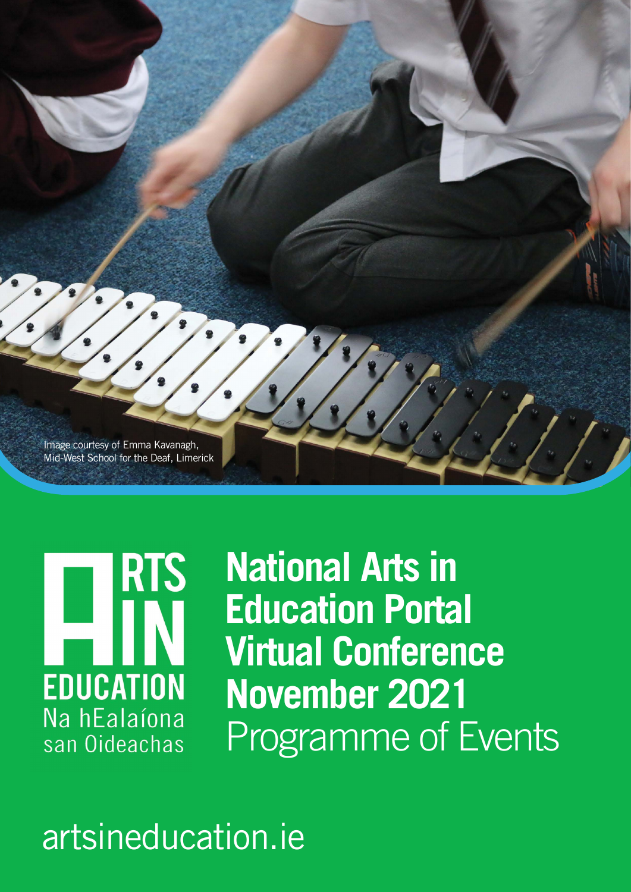Image courtesy of Emma Kavanagh, Mid-West School for the Deaf, Limerick

ARTS IN EDUCATION
Na hEalaíona san Oideachas

# National Arts in Education Portal Virtual Conference November 2021

## Programme of Events

artsineducation.ie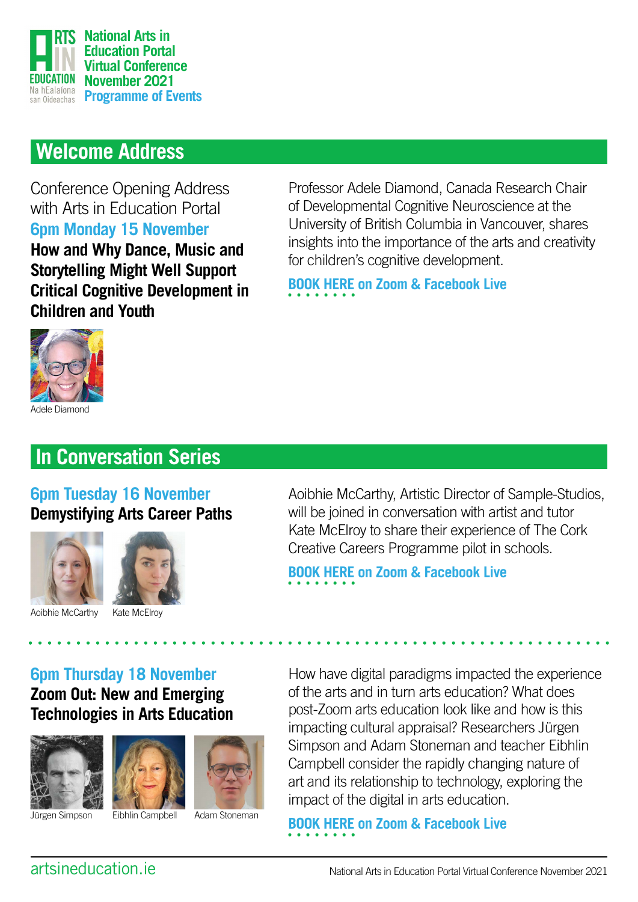National Arts in Education Portal Virtual Conference November 2021
Programme of Events

## Welcome Address

Conference Opening Address with Arts in Education Portal

**6pm Monday 15 November**

**How and Why Dance, Music and Storytelling Might Well Support Critical Cognitive Development in Children and Youth**

Adele Diamond

Professor Adele Diamond, Canada Research Chair of Developmental Cognitive Neuroscience at the University of British Columbia in Vancouver, shares insights into the importance of the arts and creativity for children's cognitive development.

**BOOK HERE on Zoom & Facebook Live**

## In Conversation Series

**6pm Tuesday 16 November**

**Demystifying Arts Career Paths**

Aoibhie McCarthy, Kate McElroy

Aoibhie McCarthy, Artistic Director of Sample-Studios, will be joined in conversation with artist and tutor Kate McElroy to share their experience of The Cork Creative Careers Programme pilot in schools.

**BOOK HERE on Zoom & Facebook Live**

**6pm Thursday 18 November**

**Zoom Out: New and Emerging Technologies in Arts Education**

Jürgen Simpson, Eibhlin Campbell, Adam Stoneman

How have digital paradigms impacted the experience of the arts and in turn arts education? What does post-Zoom arts education look like and how is this impacting cultural appraisal? Researchers Jürgen Simpson and Adam Stoneman and teacher Eibhlin Campbell consider the rapidly changing nature of art and its relationship to technology, exploring the impact of the digital in arts education.

**BOOK HERE on Zoom & Facebook Live**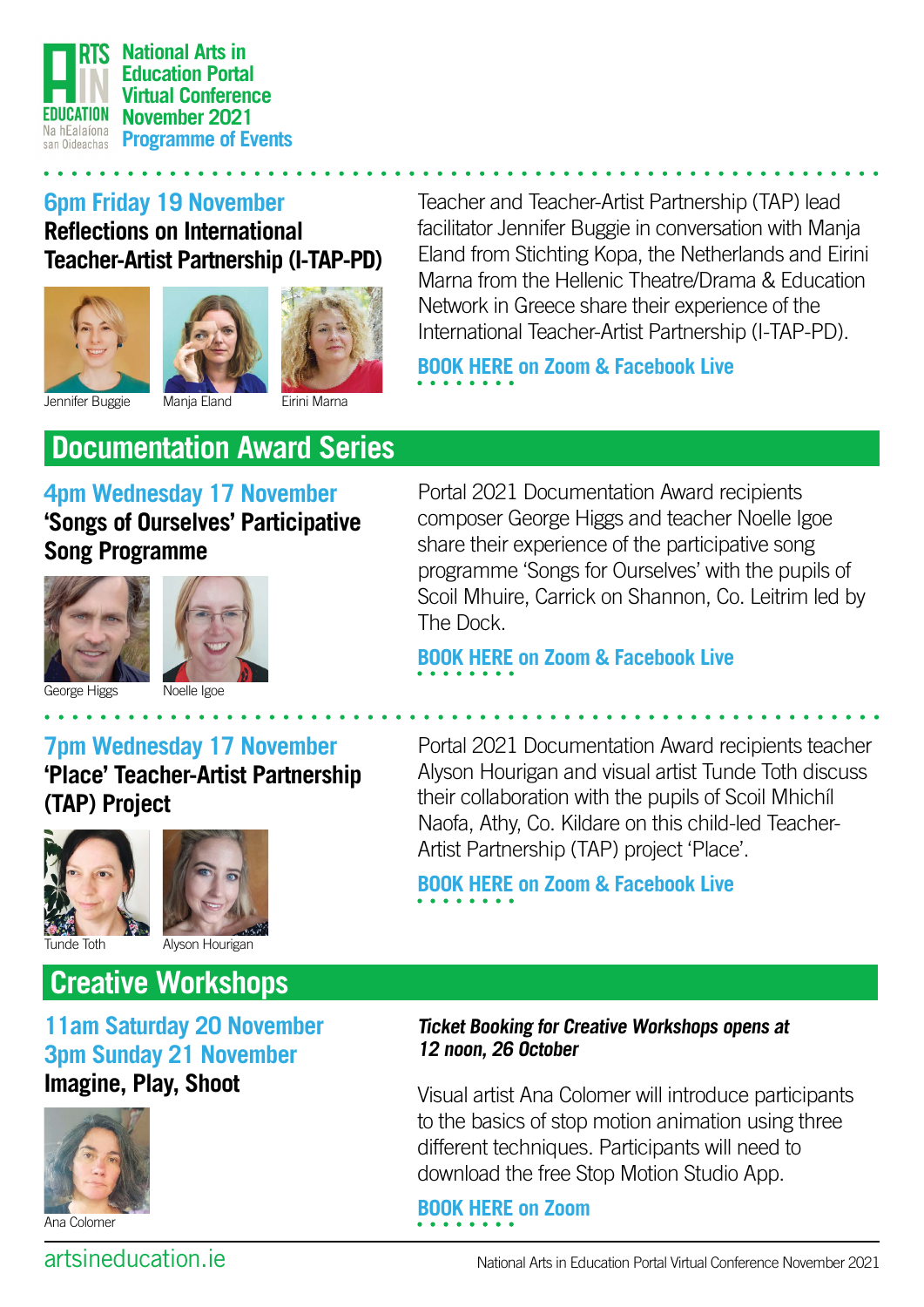# National Arts in Education Portal Virtual Conference November 2021 Programme of Events

### 6pm Friday 19 November

**Reflections on International Teacher-Artist Partnership (I-TAP-PD)**

Jennifer Buggie | Manja Eland | Eirini Marna

Teacher and Teacher-Artist Partnership (TAP) lead facilitator Jennifer Buggie in conversation with Manja Eland from Stichting Kopa, the Netherlands and Eirini Marna from the Hellenic Theatre/Drama & Education Network in Greece share their experience of the International Teacher-Artist Partnership (I-TAP-PD).

**BOOK HERE on Zoom & Facebook Live**

## Documentation Award Series

### 4pm Wednesday 17 November

**'Songs of Ourselves' Participative Song Programme**

George Higgs | Noelle Igoe

Portal 2021 Documentation Award recipients composer George Higgs and teacher Noelle Igoe share their experience of the participative song programme 'Songs for Ourselves' with the pupils of Scoil Mhuire, Carrick on Shannon, Co. Leitrim led by The Dock.

**BOOK HERE on Zoom & Facebook Live**

### 7pm Wednesday 17 November

**'Place' Teacher-Artist Partnership (TAP) Project**

Tunde Toth | Alyson Hourigan

Portal 2021 Documentation Award recipients teacher Alyson Hourigan and visual artist Tunde Toth discuss their collaboration with the pupils of Scoil Mhichíl Naofa, Athy, Co. Kildare on this child-led Teacher-Artist Partnership (TAP) project 'Place'.

**BOOK HERE on Zoom & Facebook Live**

## Creative Workshops

### 11am Saturday 20 November
### 3pm Sunday 21 November

**Imagine, Play, Shoot**

Ana Colomer

***Ticket Booking for Creative Workshops opens at 12 noon, 26 October***

Visual artist Ana Colomer will introduce participants to the basics of stop motion animation using three different techniques. Participants will need to download the free Stop Motion Studio App.

**BOOK HERE on Zoom**

artsineducation.ie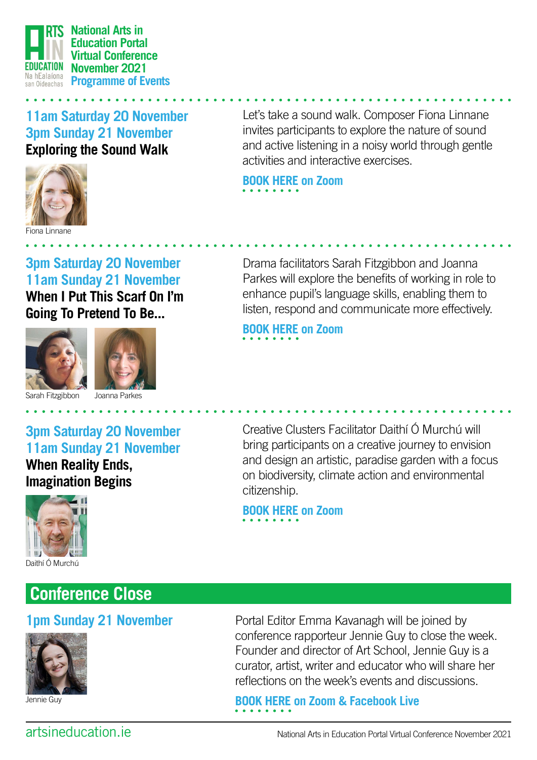National Arts in Education Portal Virtual Conference November 2021 Programme of Events

## Exploring the Sound Walk

**11am Saturday 20 November**
**3pm Sunday 21 November**

Fiona Linnane

Let's take a sound walk. Composer Fiona Linnane invites participants to explore the nature of sound and active listening in a noisy world through gentle activities and interactive exercises.

**BOOK HERE on Zoom**

## When I Put This Scarf On I'm Going To Pretend To Be...

**3pm Saturday 20 November**
**11am Sunday 21 November**

Sarah Fitzgibbon, Joanna Parkes

Drama facilitators Sarah Fitzgibbon and Joanna Parkes will explore the benefits of working in role to enhance pupil's language skills, enabling them to listen, respond and communicate more effectively.

**BOOK HERE on Zoom**

## When Reality Ends, Imagination Begins

**3pm Saturday 20 November**
**11am Sunday 21 November**

Daithí Ó Murchú

Creative Clusters Facilitator Daithí Ó Murchú will bring participants on a creative journey to envision and design an artistic, paradise garden with a focus on biodiversity, climate action and environmental citizenship.

**BOOK HERE on Zoom**

## Conference Close

**1pm Sunday 21 November**

Jennie Guy

Portal Editor Emma Kavanagh will be joined by conference rapporteur Jennie Guy to close the week. Founder and director of Art School, Jennie Guy is a curator, artist, writer and educator who will share her reflections on the week's events and discussions.

**BOOK HERE on Zoom & Facebook Live**

artsineducation.ie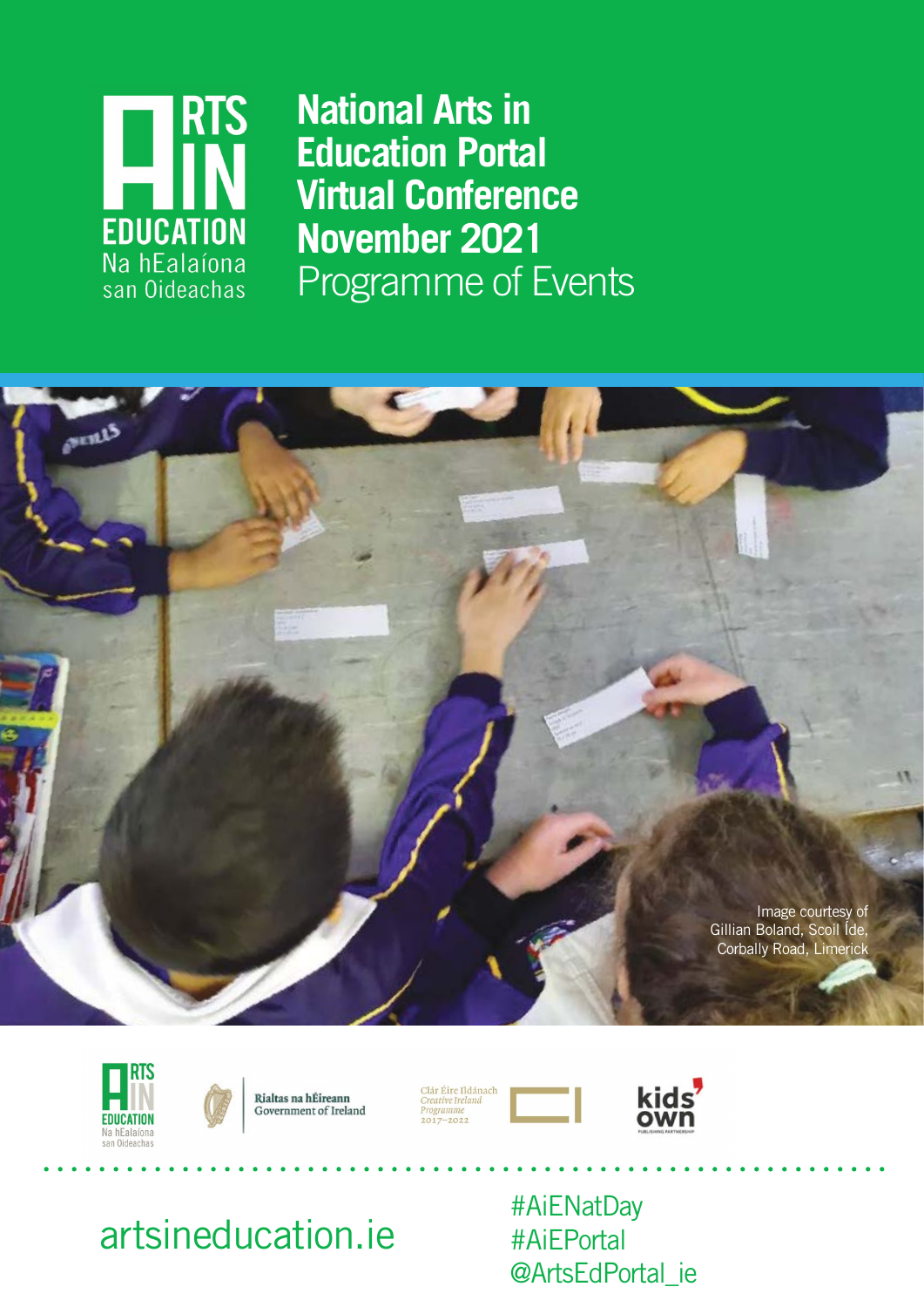ARTS IN EDUCATION
Na hEalaíona san Oideachas

# National Arts in Education Portal Virtual Conference November 2021

## Programme of Events

Image courtesy of Gillian Boland, Scoil Íde, Corbally Road, Limerick

Rialtas na hÉireann
Government of Ireland

Clár Éire Ildánach
Creative Ireland Programme
2017–2022

kids' own

artsineducation.ie

#AiENatDay
#AiEPortal
@ArtsEdPortal_ie